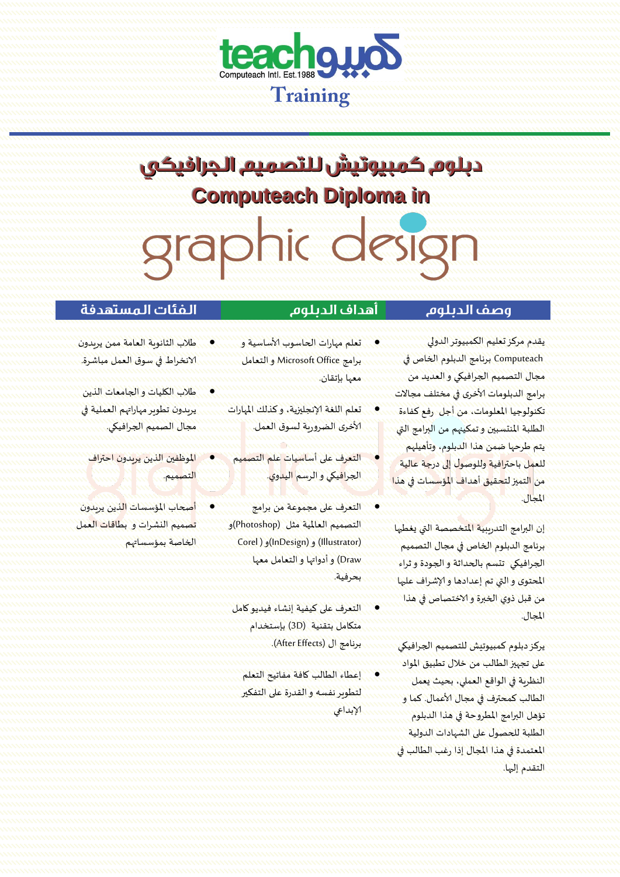teach كمبيو

Computeach Intl. Est.1988

Training

# دبلوم كمبيوتيش للتصميم الجرافيكي

# Computeach Diploma in graphic design

## وصف الدبلوم

يقدم مركز تعليم الكمبيوتر الدولي Computeach برنامج الدبلوم الخاص في مجال التصميم الجرافيكي و العديد من برامج الدبلومات الأخرى في مختلف مجالات تكنولوجيا المعلومات، من أجل رفع كفاءة الطلبة المنتسبين و تمكينهم من البرامج التي يتم طرحها ضمن هذا الدبلوم، وتأهيلهم للعمل باحترافية وللوصول إلى درجة عالية من التميز لتحقيق أهداف المؤسسات في هذا المجال.

إن البرامج التدريبية المتخصصة التي يغطيها برنامج الدبلوم الخاص في مجال التصميم الجرافيكي تتسم بالحداثة و الجودة و ثراء المحتوى و التي تم إعدادها و الإشراف عليها من قبل ذوي الخبرة و الاختصاص في هذا المجال.

يركز دبلوم كمبيوتيش للتصميم الجرافيكي على تجهيز الطالب من خلال تطبيق المواد النظرية في الواقع العملي، بحيث يعمل الطالب كمحترف في مجال الأعمال. كما و تؤهل البرامج المطروحة في هذا الدبلوم الطلبة للحصول على الشهادات الدولية المعتمدة في هذا المجال إذا رغب الطالب في التقدم إليها.

## أهداف الدبلوم

- تعلم مهارات الحاسوب الأساسية و برامج Microsoft Office و التعامل معها بإتقان.
- تعلم اللغة الإنجليزية، وكذلك المهارات الأخرى الضرورية لسوق العمل.
- التعرف على أساسيات علم التصميم الجرافيكي و الرسم اليدوي.
- التعرف على مجموعة من برامج التصميم العالمية مثل (Photoshop)و (Illustrator) و (InDesign)و ( Corel Draw) و أدواتها و التعامل معها بحرفية.
- التعرف على كيفية إنشاء فيديو كامل متكامل بتقنية (3D) بإستخدام برنامج ال (After Effects).
- إعطاء الطالب كافة مفاتيح التعلم لتطوير نفسه و القدرة على التفكير الإبداعي

## الفئات المستهدفة

- طلاب الثانوية العامة ممن يريدون الانخراط في سوق العمل مباشرة.
- طلاب الكليات و الجامعات الذين يريدون تطوير مهاراتهم العملية في مجال الصميم الجرافيكي.
- الموظفين الذين يريدون احتراف التصميم.
- أصحاب المؤسسات الذين يريدون تصميم النشرات و بطاقات العمل الخاصة بمؤسساتهم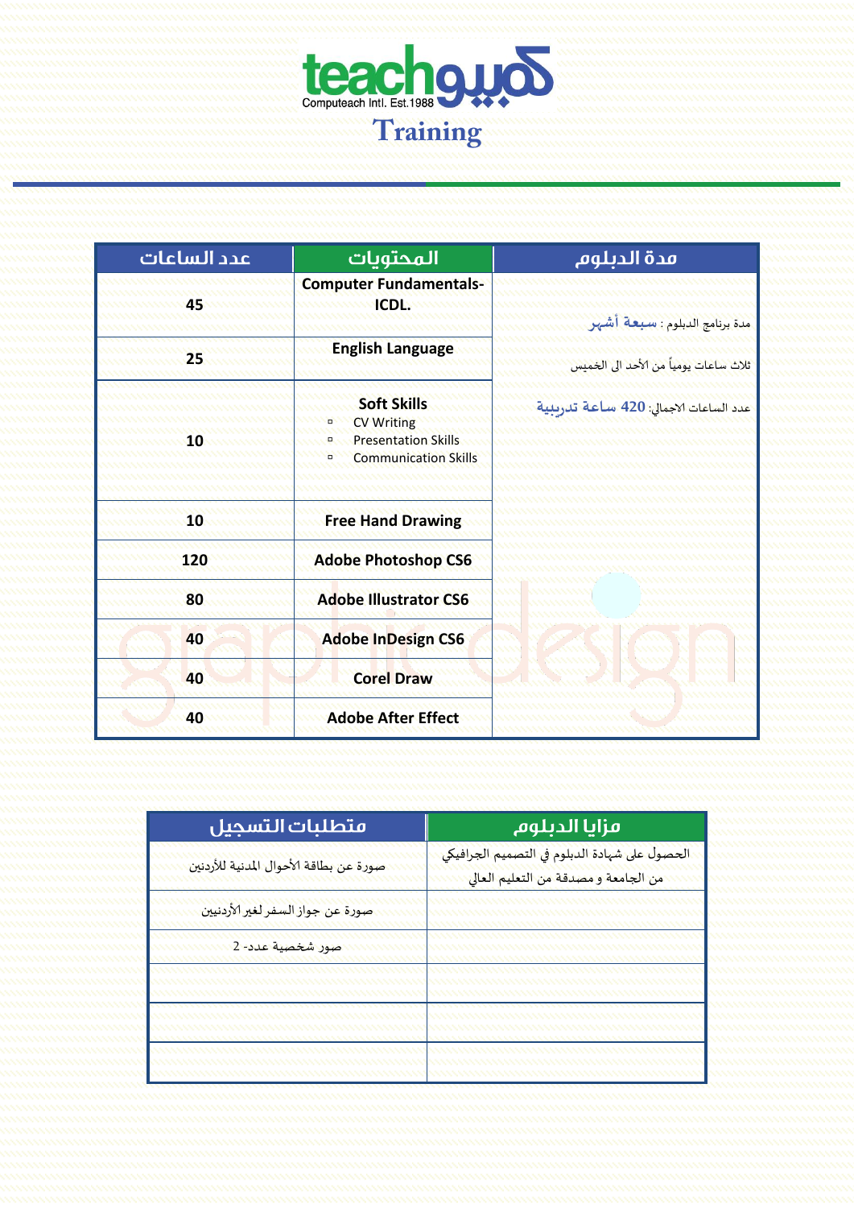teach كمبيو

Computeach Intl. Est.1988

Training

| مدة الدبلوم | المحتويات | عدد الساعات |
|---|---|---|
| مدة برنامج الدبلوم : سبعة أشهر<br><br>ثلاث ساعات يومياً من الأحد الى الخميس<br><br>عدد الساعات الاجمالي: 420 ساعة تدريبية | Computer Fundamentals-ICDL. | 45 |
| | English Language | 25 |
| | Soft Skills<br>▫ CV Writing<br>▫ Presentation Skills<br>▫ Communication Skills | 10 |
| | Free Hand Drawing | 10 |
| | Adobe Photoshop CS6 | 120 |
| | Adobe Illustrator CS6 | 80 |
| | Adobe InDesign CS6 | 40 |
| | Corel Draw | 40 |
| | Adobe After Effect | 40 |

| مزايا الدبلوم | متطلبات التسجيل |
|---|---|
| الحصول على شهادة الدبلوم في التصميم الجرافيكي من الجامعة و مصدقة من التعليم العالي | صورة عن بطاقة الأحوال المدنية للأردنين |
| | صورة عن جواز السفر لغير الأردنيين |
| | صور شخصية عدد- 2 |
| | |
| | |
| | |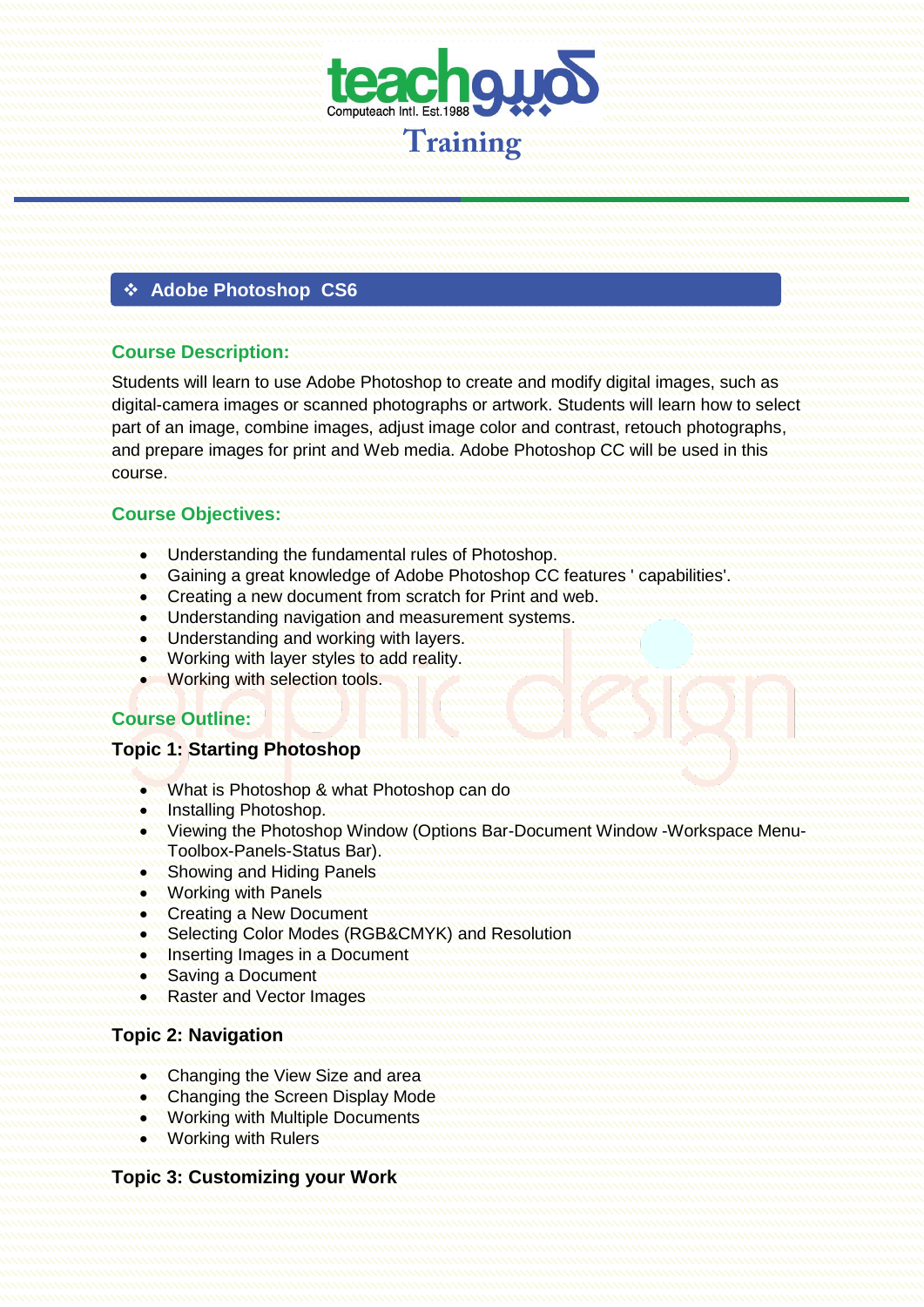## ❖ Adobe Photoshop CS6

### Course Description:

Students will learn to use Adobe Photoshop to create and modify digital images, such as digital-camera images or scanned photographs or artwork. Students will learn how to select part of an image, combine images, adjust image color and contrast, retouch photographs, and prepare images for print and Web media. Adobe Photoshop CC will be used in this course.

### Course Objectives:

- Understanding the fundamental rules of Photoshop.
- Gaining a great knowledge of Adobe Photoshop CC features ' capabilities'.
- Creating a new document from scratch for Print and web.
- Understanding navigation and measurement systems.
- Understanding and working with layers.
- Working with layer styles to add reality.
- Working with selection tools.

### Course Outline:

#### Topic 1: Starting Photoshop

- What is Photoshop & what Photoshop can do
- Installing Photoshop.
- Viewing the Photoshop Window (Options Bar-Document Window -Workspace Menu-Toolbox-Panels-Status Bar).
- Showing and Hiding Panels
- Working with Panels
- Creating a New Document
- Selecting Color Modes (RGB&CMYK) and Resolution
- Inserting Images in a Document
- Saving a Document
- Raster and Vector Images

#### Topic 2: Navigation

- Changing the View Size and area
- Changing the Screen Display Mode
- Working with Multiple Documents
- Working with Rulers

#### Topic 3: Customizing your Work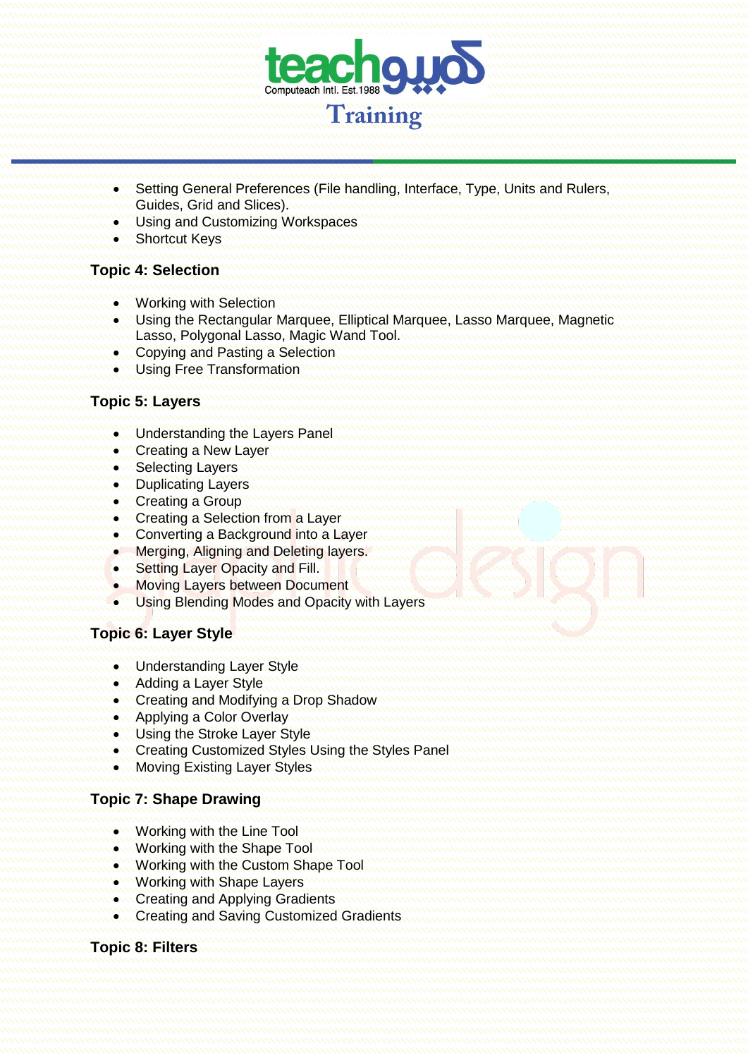- Setting General Preferences (File handling, Interface, Type, Units and Rulers, Guides, Grid and Slices).
- Using and Customizing Workspaces
- Shortcut Keys

### Topic 4: Selection

- Working with Selection
- Using the Rectangular Marquee, Elliptical Marquee, Lasso Marquee, Magnetic Lasso, Polygonal Lasso, Magic Wand Tool.
- Copying and Pasting a Selection
- Using Free Transformation

### Topic 5: Layers

- Understanding the Layers Panel
- Creating a New Layer
- Selecting Layers
- Duplicating Layers
- Creating a Group
- Creating a Selection from a Layer
- Converting a Background into a Layer
- Merging, Aligning and Deleting layers.
- Setting Layer Opacity and Fill.
- Moving Layers between Document
- Using Blending Modes and Opacity with Layers

### Topic 6: Layer Style

- Understanding Layer Style
- Adding a Layer Style
- Creating and Modifying a Drop Shadow
- Applying a Color Overlay
- Using the Stroke Layer Style
- Creating Customized Styles Using the Styles Panel
- Moving Existing Layer Styles

### Topic 7: Shape Drawing

- Working with the Line Tool
- Working with the Shape Tool
- Working with the Custom Shape Tool
- Working with Shape Layers
- Creating and Applying Gradients
- Creating and Saving Customized Gradients

### Topic 8: Filters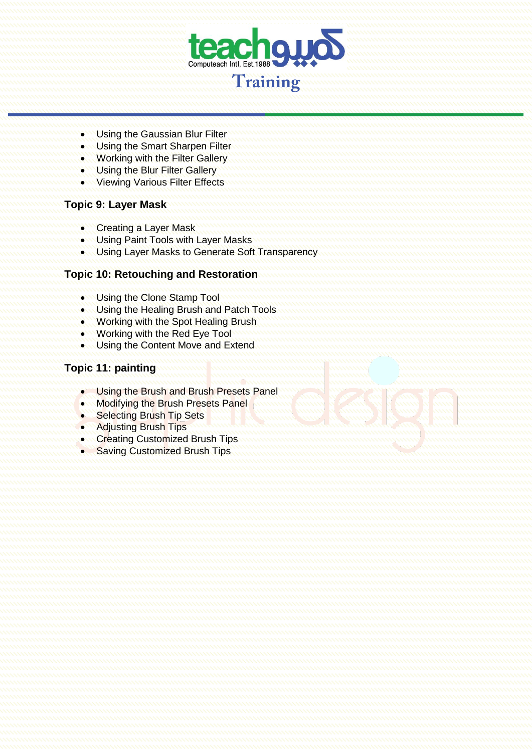- Using the Gaussian Blur Filter
- Using the Smart Sharpen Filter
- Working with the Filter Gallery
- Using the Blur Filter Gallery
- Viewing Various Filter Effects

### Topic 9: Layer Mask

- Creating a Layer Mask
- Using Paint Tools with Layer Masks
- Using Layer Masks to Generate Soft Transparency

### Topic 10: Retouching and Restoration

- Using the Clone Stamp Tool
- Using the Healing Brush and Patch Tools
- Working with the Spot Healing Brush
- Working with the Red Eye Tool
- Using the Content Move and Extend

### Topic 11: painting

- Using the Brush and Brush Presets Panel
- Modifying the Brush Presets Panel
- Selecting Brush Tip Sets
- Adjusting Brush Tips
- Creating Customized Brush Tips
- Saving Customized Brush Tips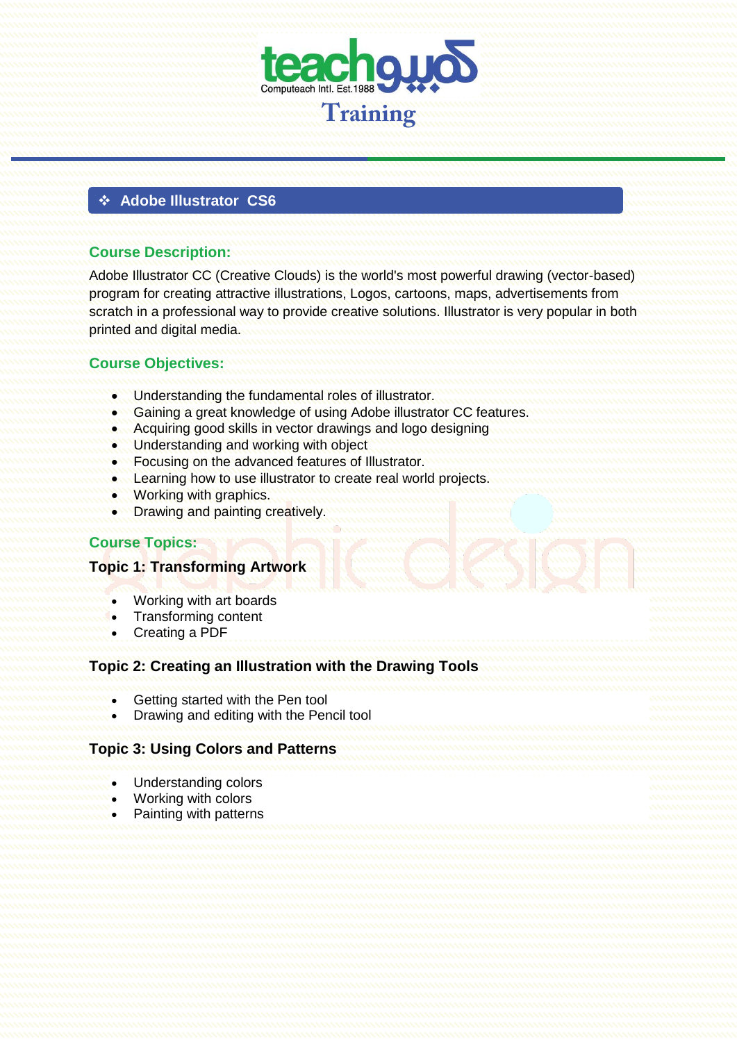## ❖ Adobe Illustrator CS6

### Course Description:

Adobe Illustrator CC (Creative Clouds) is the world's most powerful drawing (vector-based) program for creating attractive illustrations, Logos, cartoons, maps, advertisements from scratch in a professional way to provide creative solutions. Illustrator is very popular in both printed and digital media.

### Course Objectives:

- Understanding the fundamental roles of illustrator.
- Gaining a great knowledge of using Adobe illustrator CC features.
- Acquiring good skills in vector drawings and logo designing
- Understanding and working with object
- Focusing on the advanced features of Illustrator.
- Learning how to use illustrator to create real world projects.
- Working with graphics.
- Drawing and painting creatively.

### Course Topics:

#### Topic 1: Transforming Artwork

- Working with art boards
- Transforming content
- Creating a PDF

#### Topic 2: Creating an Illustration with the Drawing Tools

- Getting started with the Pen tool
- Drawing and editing with the Pencil tool

#### Topic 3: Using Colors and Patterns

- Understanding colors
- Working with colors
- Painting with patterns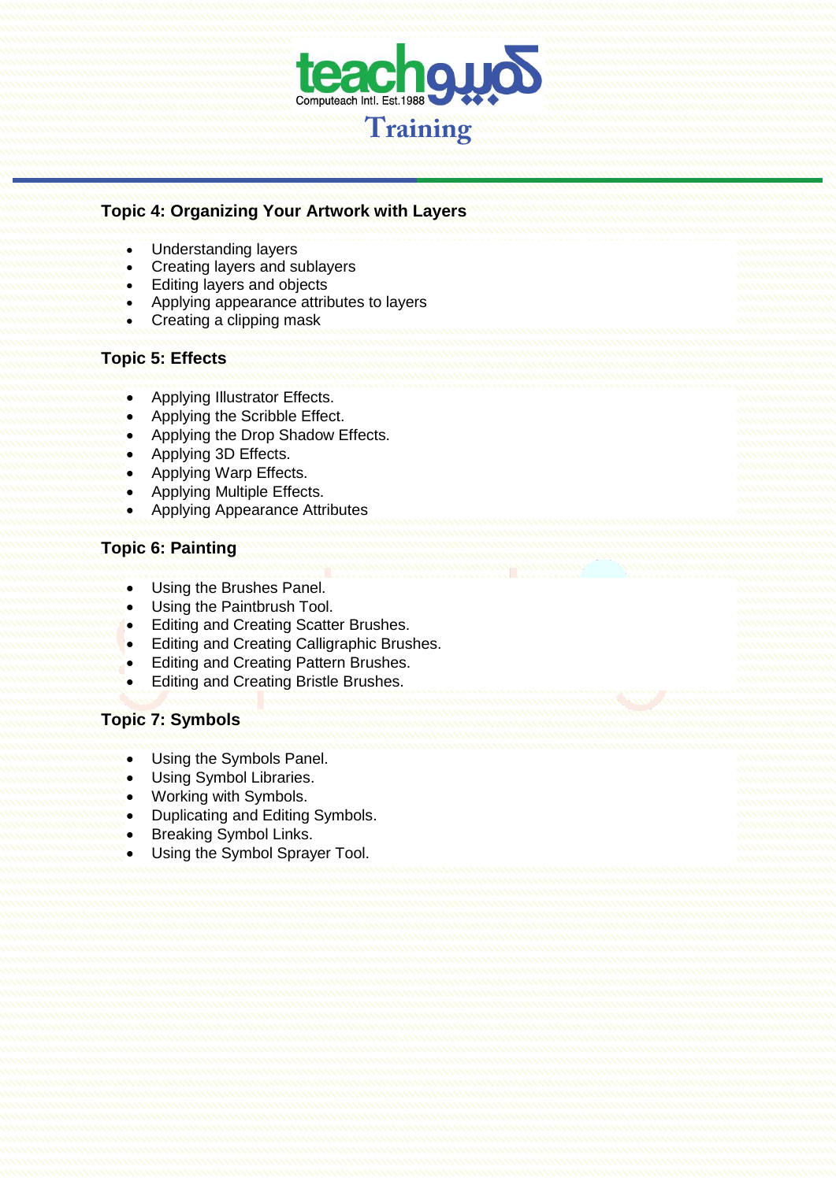## Topic 4: Organizing Your Artwork with Layers

- Understanding layers
- Creating layers and sublayers
- Editing layers and objects
- Applying appearance attributes to layers
- Creating a clipping mask

## Topic 5: Effects

- Applying Illustrator Effects.
- Applying the Scribble Effect.
- Applying the Drop Shadow Effects.
- Applying 3D Effects.
- Applying Warp Effects.
- Applying Multiple Effects.
- Applying Appearance Attributes

## Topic 6: Painting

- Using the Brushes Panel.
- Using the Paintbrush Tool.
- Editing and Creating Scatter Brushes.
- Editing and Creating Calligraphic Brushes.
- Editing and Creating Pattern Brushes.
- Editing and Creating Bristle Brushes.

## Topic 7: Symbols

- Using the Symbols Panel.
- Using Symbol Libraries.
- Working with Symbols.
- Duplicating and Editing Symbols.
- Breaking Symbol Links.
- Using the Symbol Sprayer Tool.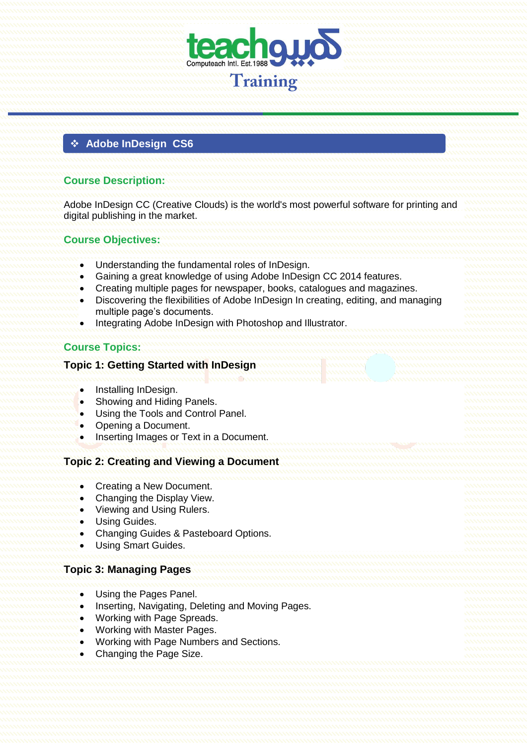## ❖ Adobe InDesign CS6

### Course Description:

Adobe InDesign CC (Creative Clouds) is the world's most powerful software for printing and digital publishing in the market.

### Course Objectives:

- Understanding the fundamental roles of InDesign.
- Gaining a great knowledge of using Adobe InDesign CC 2014 features.
- Creating multiple pages for newspaper, books, catalogues and magazines.
- Discovering the flexibilities of Adobe InDesign In creating, editing, and managing multiple page's documents.
- Integrating Adobe InDesign with Photoshop and Illustrator.

### Course Topics:

**Topic 1: Getting Started with InDesign**

- Installing InDesign.
- Showing and Hiding Panels.
- Using the Tools and Control Panel.
- Opening a Document.
- Inserting Images or Text in a Document.

**Topic 2: Creating and Viewing a Document**

- Creating a New Document.
- Changing the Display View.
- Viewing and Using Rulers.
- Using Guides.
- Changing Guides & Pasteboard Options.
- Using Smart Guides.

**Topic 3: Managing Pages**

- Using the Pages Panel.
- Inserting, Navigating, Deleting and Moving Pages.
- Working with Page Spreads.
- Working with Master Pages.
- Working with Page Numbers and Sections.
- Changing the Page Size.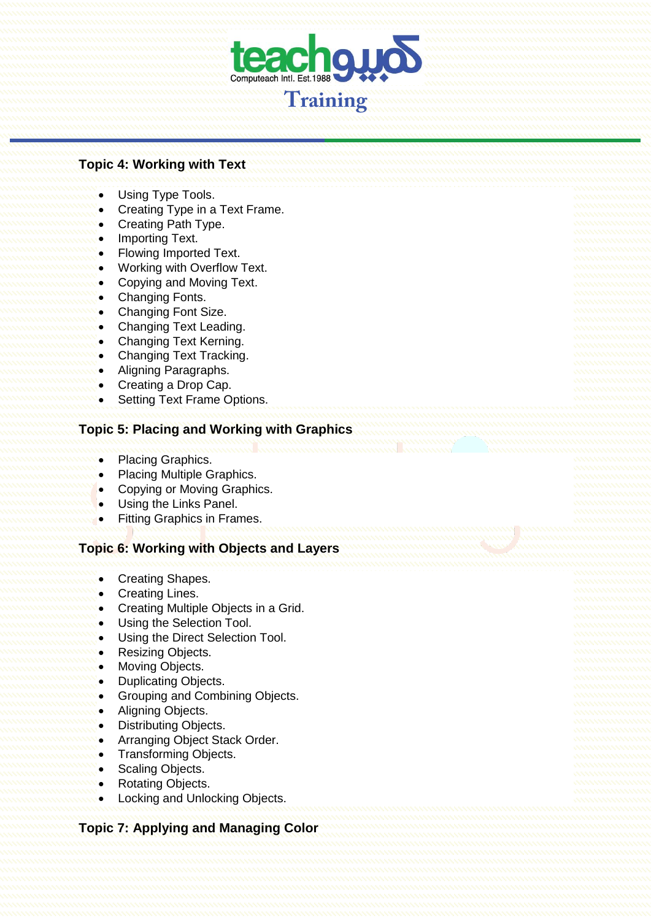### Topic 4: Working with Text

- Using Type Tools.
- Creating Type in a Text Frame.
- Creating Path Type.
- Importing Text.
- Flowing Imported Text.
- Working with Overflow Text.
- Copying and Moving Text.
- Changing Fonts.
- Changing Font Size.
- Changing Text Leading.
- Changing Text Kerning.
- Changing Text Tracking.
- Aligning Paragraphs.
- Creating a Drop Cap.
- Setting Text Frame Options.

### Topic 5: Placing and Working with Graphics

- Placing Graphics.
- Placing Multiple Graphics.
- Copying or Moving Graphics.
- Using the Links Panel.
- Fitting Graphics in Frames.

### Topic 6: Working with Objects and Layers

- Creating Shapes.
- Creating Lines.
- Creating Multiple Objects in a Grid.
- Using the Selection Tool.
- Using the Direct Selection Tool.
- Resizing Objects.
- Moving Objects.
- Duplicating Objects.
- Grouping and Combining Objects.
- Aligning Objects.
- Distributing Objects.
- Arranging Object Stack Order.
- Transforming Objects.
- Scaling Objects.
- Rotating Objects.
- Locking and Unlocking Objects.

### Topic 7: Applying and Managing Color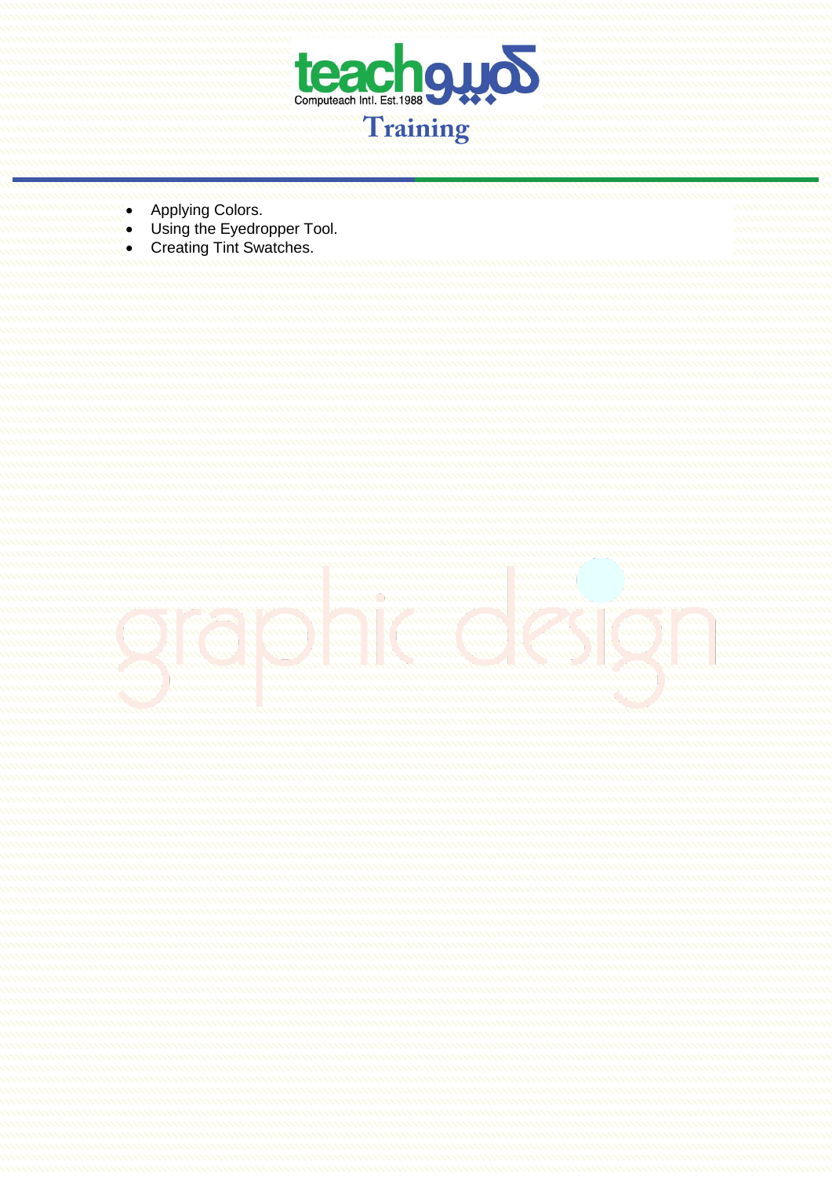- Applying Colors.
- Using the Eyedropper Tool.
- Creating Tint Swatches.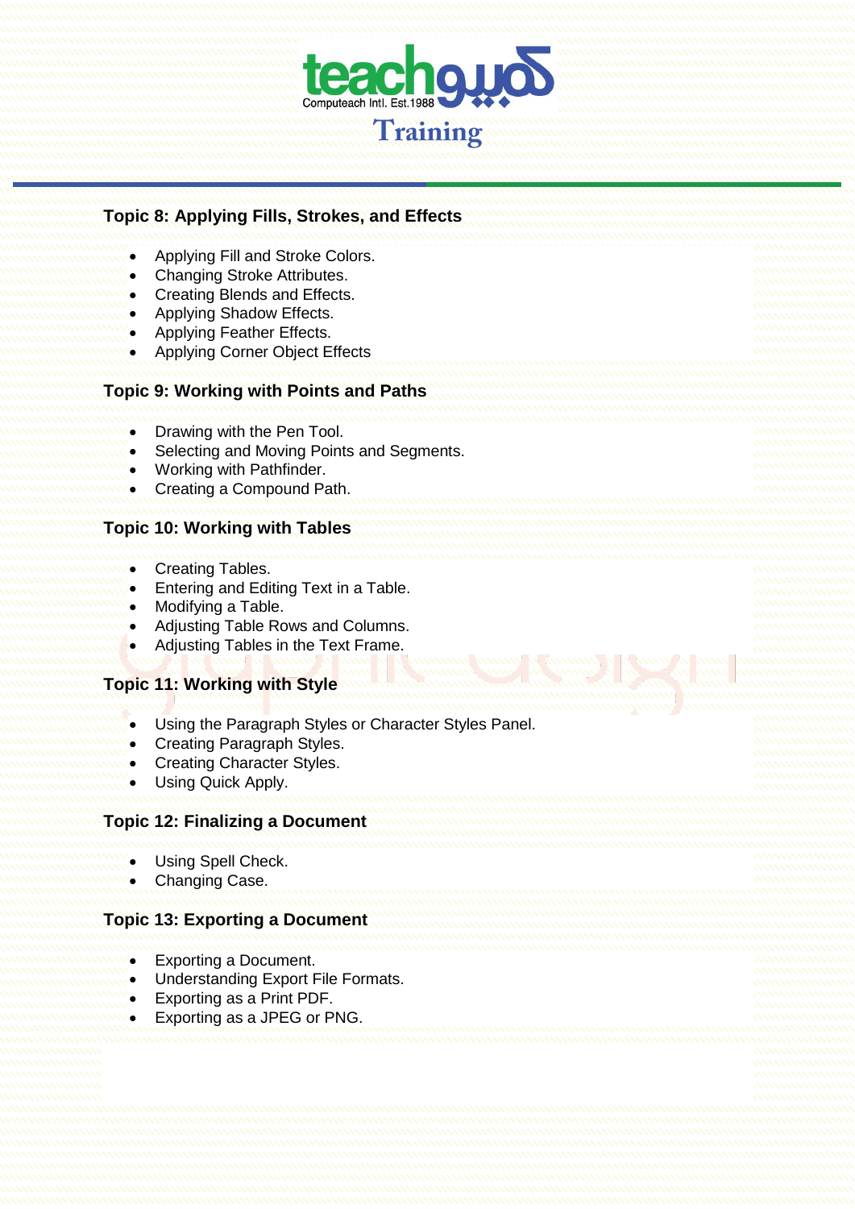## Topic 8: Applying Fills, Strokes, and Effects

- Applying Fill and Stroke Colors.
- Changing Stroke Attributes.
- Creating Blends and Effects.
- Applying Shadow Effects.
- Applying Feather Effects.
- Applying Corner Object Effects

## Topic 9: Working with Points and Paths

- Drawing with the Pen Tool.
- Selecting and Moving Points and Segments.
- Working with Pathfinder.
- Creating a Compound Path.

## Topic 10: Working with Tables

- Creating Tables.
- Entering and Editing Text in a Table.
- Modifying a Table.
- Adjusting Table Rows and Columns.
- Adjusting Tables in the Text Frame.

## Topic 11: Working with Style

- Using the Paragraph Styles or Character Styles Panel.
- Creating Paragraph Styles.
- Creating Character Styles.
- Using Quick Apply.

## Topic 12: Finalizing a Document

- Using Spell Check.
- Changing Case.

## Topic 13: Exporting a Document

- Exporting a Document.
- Understanding Export File Formats.
- Exporting as a Print PDF.
- Exporting as a JPEG or PNG.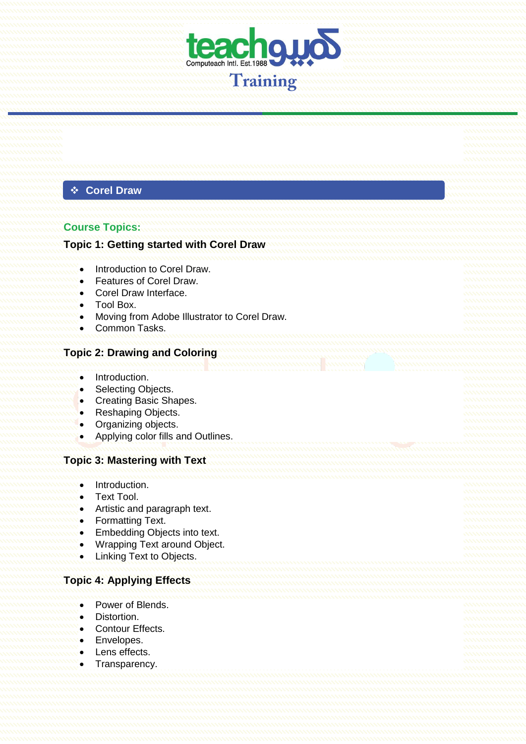## ❖ Corel Draw

### Course Topics:

**Topic 1: Getting started with Corel Draw**

- Introduction to Corel Draw.
- Features of Corel Draw.
- Corel Draw Interface.
- Tool Box.
- Moving from Adobe Illustrator to Corel Draw.
- Common Tasks.

**Topic 2: Drawing and Coloring**

- Introduction.
- Selecting Objects.
- Creating Basic Shapes.
- Reshaping Objects.
- Organizing objects.
- Applying color fills and Outlines.

**Topic 3: Mastering with Text**

- Introduction.
- Text Tool.
- Artistic and paragraph text.
- Formatting Text.
- Embedding Objects into text.
- Wrapping Text around Object.
- Linking Text to Objects.

**Topic 4: Applying Effects**

- Power of Blends.
- Distortion.
- Contour Effects.
- Envelopes.
- Lens effects.
- Transparency.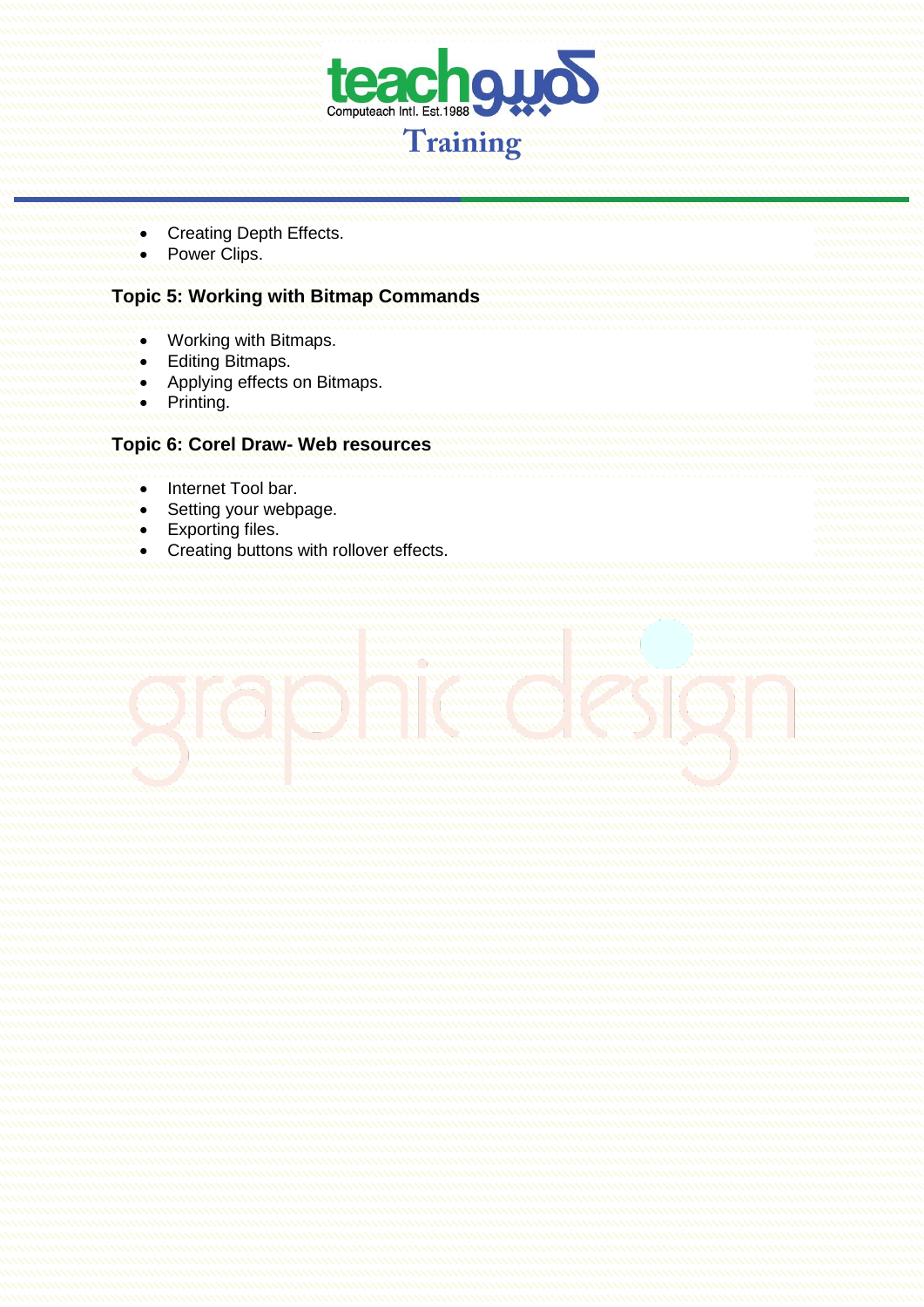- Creating Depth Effects.
- Power Clips.

### Topic 5: Working with Bitmap Commands

- Working with Bitmaps.
- Editing Bitmaps.
- Applying effects on Bitmaps.
- Printing.

### Topic 6: Corel Draw- Web resources

- Internet Tool bar.
- Setting your webpage.
- Exporting files.
- Creating buttons with rollover effects.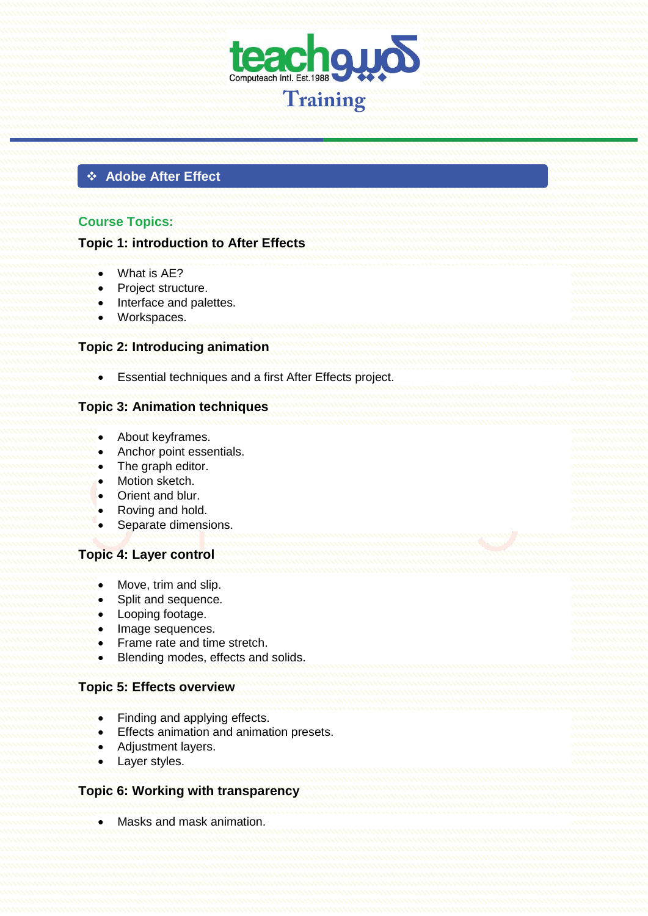## ❖ Adobe After Effect

**Course Topics:**

### Topic 1: introduction to After Effects

- What is AE?
- Project structure.
- Interface and palettes.
- Workspaces.

### Topic 2: Introducing animation

- Essential techniques and a first After Effects project.

### Topic 3: Animation techniques

- About keyframes.
- Anchor point essentials.
- The graph editor.
- Motion sketch.
- Orient and blur.
- Roving and hold.
- Separate dimensions.

### Topic 4: Layer control

- Move, trim and slip.
- Split and sequence.
- Looping footage.
- Image sequences.
- Frame rate and time stretch.
- Blending modes, effects and solids.

### Topic 5: Effects overview

- Finding and applying effects.
- Effects animation and animation presets.
- Adjustment layers.
- Layer styles.

### Topic 6: Working with transparency

- Masks and mask animation.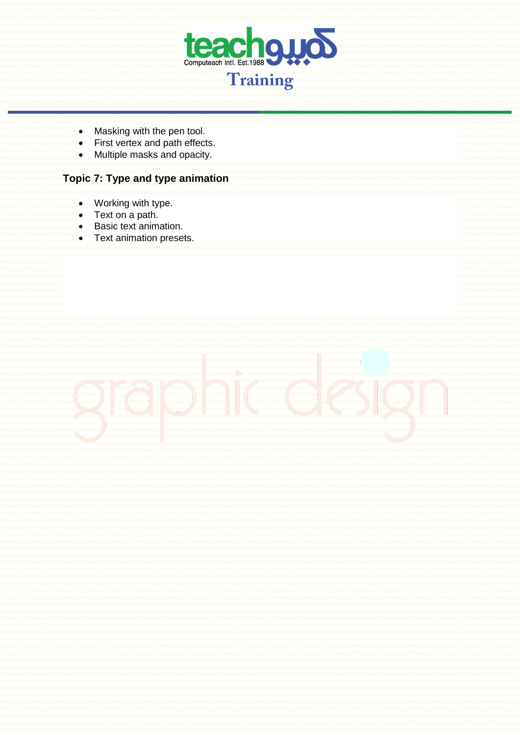- Masking with the pen tool.
- First vertex and path effects.
- Multiple masks and opacity.

**Topic 7: Type and type animation**

- Working with type.
- Text on a path.
- Basic text animation.
- Text animation presets.